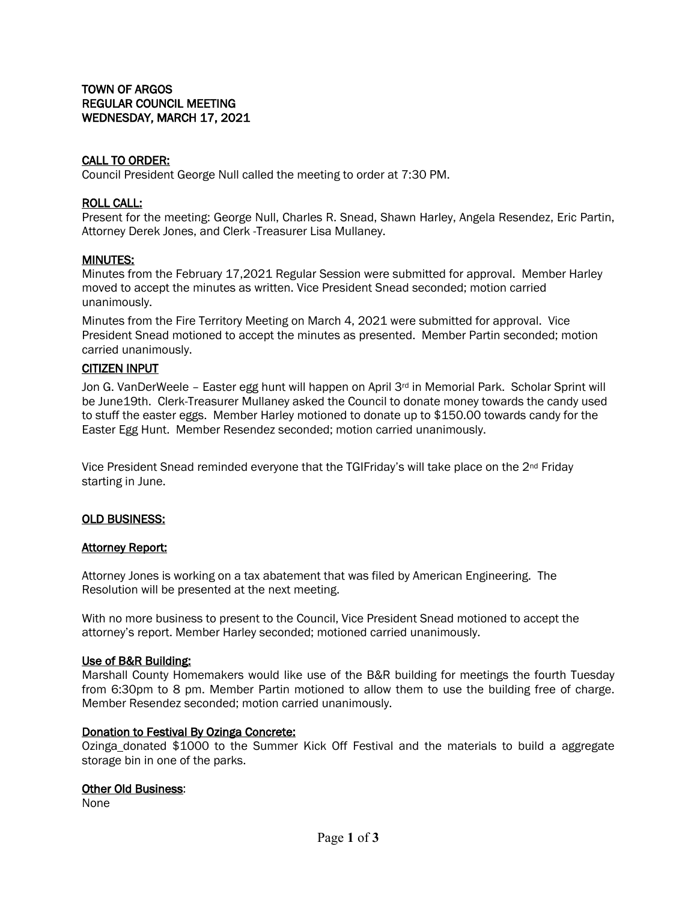# TOWN OF ARGOS
## REGULAR COUNCIL MEETING
## WEDNESDAY, MARCH 17, 2021

### CALL TO ORDER:

Council President George Null called the meeting to order at 7:30 PM.

### ROLL CALL:

Present for the meeting: George Null, Charles R. Snead, Shawn Harley, Angela Resendez, Eric Partin, Attorney Derek Jones, and Clerk -Treasurer Lisa Mullaney.

### MINUTES:

Minutes from the February 17,2021 Regular Session were submitted for approval. Member Harley moved to accept the minutes as written. Vice President Snead seconded; motion carried unanimously.

Minutes from the Fire Territory Meeting on March 4, 2021 were submitted for approval. Vice President Snead motioned to accept the minutes as presented. Member Partin seconded; motion carried unanimously.

### CITIZEN INPUT

Jon G. VanDerWeele – Easter egg hunt will happen on April 3rd in Memorial Park. Scholar Sprint will be June19th. Clerk-Treasurer Mullaney asked the Council to donate money towards the candy used to stuff the easter eggs. Member Harley motioned to donate up to $150.00 towards candy for the Easter Egg Hunt. Member Resendez seconded; motion carried unanimously.

Vice President Snead reminded everyone that the TGIFriday's will take place on the 2nd Friday starting in June.

### OLD BUSINESS:

### Attorney Report:

Attorney Jones is working on a tax abatement that was filed by American Engineering. The Resolution will be presented at the next meeting.

With no more business to present to the Council, Vice President Snead motioned to accept the attorney's report. Member Harley seconded; motioned carried unanimously.

### Use of B&R Building:

Marshall County Homemakers would like use of the B&R building for meetings the fourth Tuesday from 6:30pm to 8 pm. Member Partin motioned to allow them to use the building free of charge. Member Resendez seconded; motion carried unanimously.

### Donation to Festival By Ozinga Concrete:

Ozinga_donated $1000 to the Summer Kick Off Festival and the materials to build a aggregate storage bin in one of the parks.

### Other Old Business:

None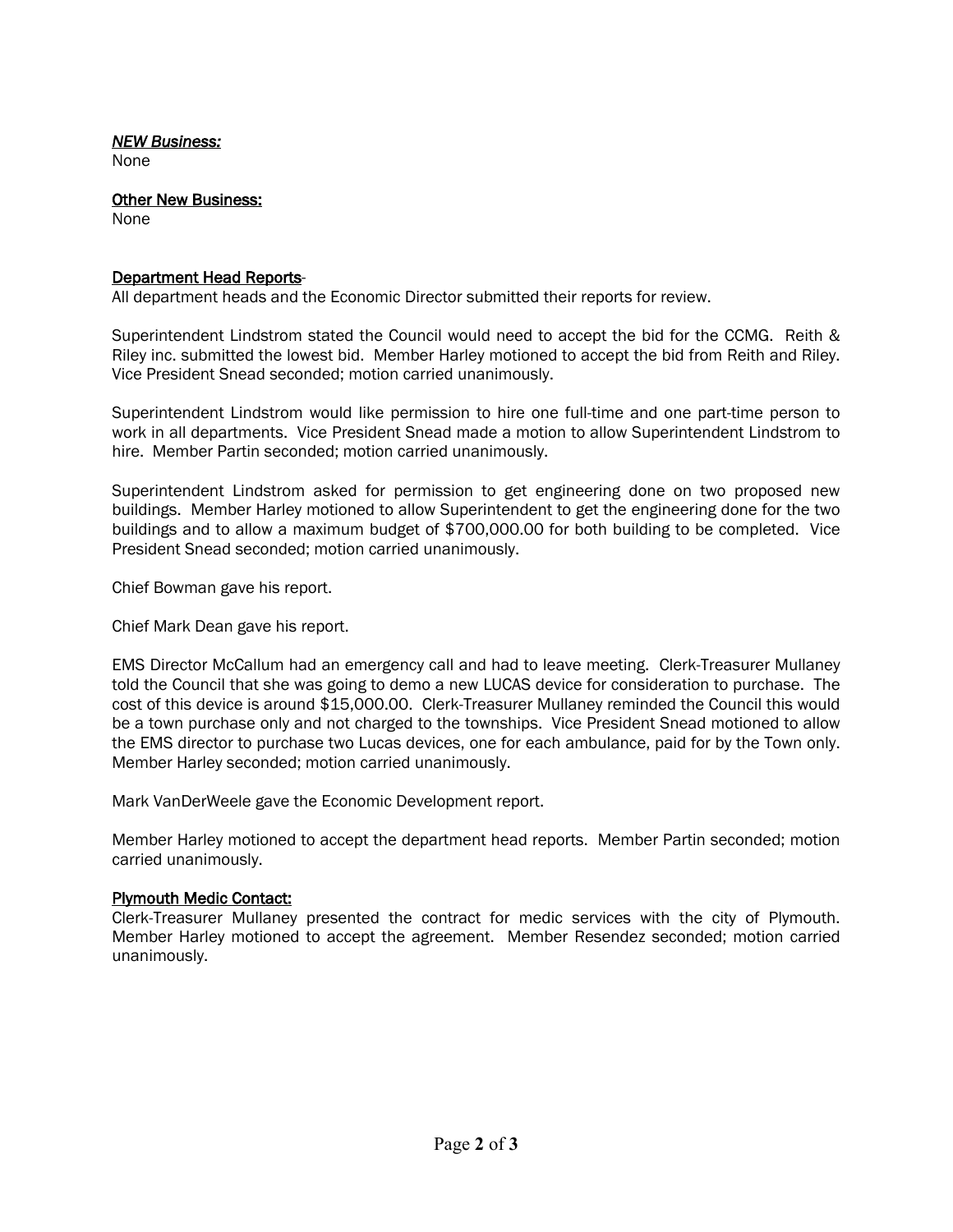*NEW Business:*
None

**Other New Business:**
None

**Department Head Reports**-
All department heads and the Economic Director submitted their reports for review.

Superintendent Lindstrom stated the Council would need to accept the bid for the CCMG. Reith & Riley inc. submitted the lowest bid. Member Harley motioned to accept the bid from Reith and Riley. Vice President Snead seconded; motion carried unanimously.

Superintendent Lindstrom would like permission to hire one full-time and one part-time person to work in all departments. Vice President Snead made a motion to allow Superintendent Lindstrom to hire. Member Partin seconded; motion carried unanimously.

Superintendent Lindstrom asked for permission to get engineering done on two proposed new buildings. Member Harley motioned to allow Superintendent to get the engineering done for the two buildings and to allow a maximum budget of $700,000.00 for both building to be completed. Vice President Snead seconded; motion carried unanimously.

Chief Bowman gave his report.

Chief Mark Dean gave his report.

EMS Director McCallum had an emergency call and had to leave meeting. Clerk-Treasurer Mullaney told the Council that she was going to demo a new LUCAS device for consideration to purchase. The cost of this device is around $15,000.00. Clerk-Treasurer Mullaney reminded the Council this would be a town purchase only and not charged to the townships. Vice President Snead motioned to allow the EMS director to purchase two Lucas devices, one for each ambulance, paid for by the Town only. Member Harley seconded; motion carried unanimously.

Mark VanDerWeele gave the Economic Development report.

Member Harley motioned to accept the department head reports. Member Partin seconded; motion carried unanimously.

**Plymouth Medic Contact:**
Clerk-Treasurer Mullaney presented the contract for medic services with the city of Plymouth. Member Harley motioned to accept the agreement. Member Resendez seconded; motion carried unanimously.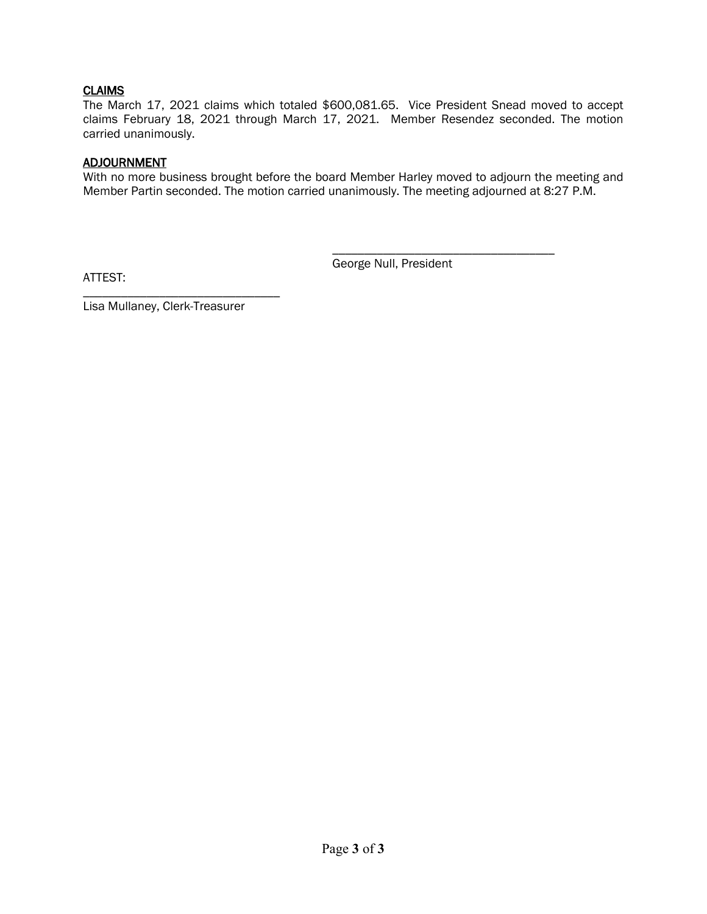## <u>CLAIMS</u>

The March 17, 2021 claims which totaled $600,081.65. Vice President Snead moved to accept claims February 18, 2021 through March 17, 2021. Member Resendez seconded. The motion carried unanimously.

## <u>ADJOURNMENT</u>

With no more business brought before the board Member Harley moved to adjourn the meeting and Member Partin seconded. The motion carried unanimously. The meeting adjourned at 8:27 P.M.

\_\_\_\_\_\_\_\_\_\_\_\_\_\_\_\_\_\_\_\_\_\_\_\_\_\_\_\_\_\_\_\_\_\_\_
George Null, President

ATTEST:

\_\_\_\_\_\_\_\_\_\_\_\_\_\_\_\_\_\_\_\_\_\_\_\_\_\_\_\_\_\_\_
Lisa Mullaney, Clerk-Treasurer